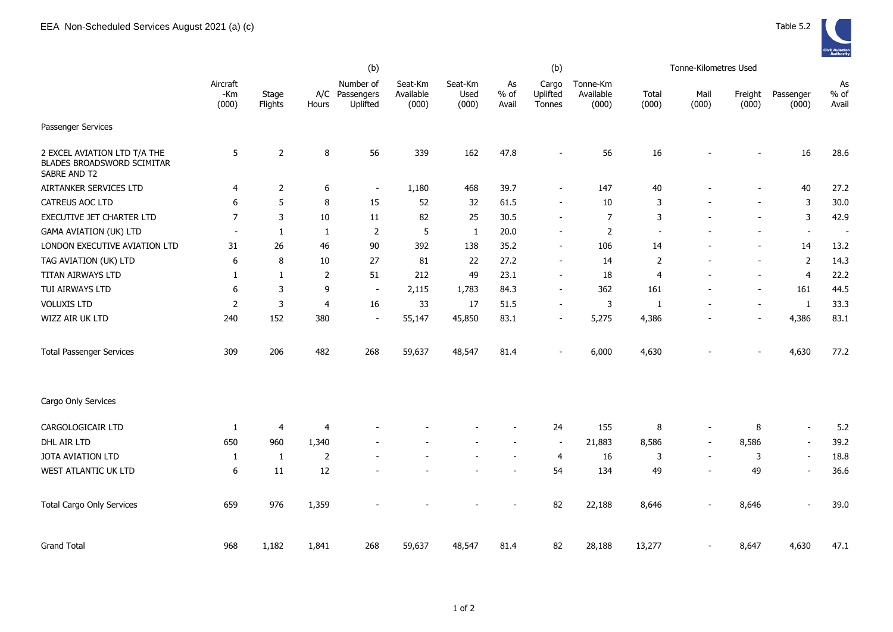EEA Non-Scheduled Services August 2021 (a) (c)

Table 5.2

| | Aircraft -Km (000) | Stage Flights | A/C Hours | (b) Number of Passengers Uplifted | Seat-Km Available (000) | Seat-Km Used (000) | As % of Avail | (b) Cargo Uplifted Tonnes | Tonne-Km Available (000) | Tonne-Kilometres Used Total (000) | Mail (000) | Freight (000) | Passenger (000) | As % of Avail |
|---|---|---|---|---|---|---|---|---|---|---|---|---|---|---|
| Passenger Services | | | | | | | | | | | | | | |
| 2 EXCEL AVIATION LTD T/A THE BLADES BROADSWORD SCIMITAR SABRE AND T2 | 5 | 2 | 8 | 56 | 339 | 162 | 47.8 | - | 56 | 16 | - | - | 16 | 28.6 |
| AIRTANKER SERVICES LTD | 4 | 2 | 6 | - | 1,180 | 468 | 39.7 | - | 147 | 40 | - | - | 40 | 27.2 |
| CATREUS AOC LTD | 6 | 5 | 8 | 15 | 52 | 32 | 61.5 | - | 10 | 3 | - | - | 3 | 30.0 |
| EXECUTIVE JET CHARTER LTD | 7 | 3 | 10 | 11 | 82 | 25 | 30.5 | - | 7 | 3 | - | - | 3 | 42.9 |
| GAMA AVIATION (UK) LTD | - | 1 | 1 | 2 | 5 | 1 | 20.0 | - | 2 | - | - | - | - | - |
| LONDON EXECUTIVE AVIATION LTD | 31 | 26 | 46 | 90 | 392 | 138 | 35.2 | - | 106 | 14 | - | - | 14 | 13.2 |
| TAG AVIATION (UK) LTD | 6 | 8 | 10 | 27 | 81 | 22 | 27.2 | - | 14 | 2 | - | - | 2 | 14.3 |
| TITAN AIRWAYS LTD | 1 | 1 | 2 | 51 | 212 | 49 | 23.1 | - | 18 | 4 | - | - | 4 | 22.2 |
| TUI AIRWAYS LTD | 6 | 3 | 9 | - | 2,115 | 1,783 | 84.3 | - | 362 | 161 | - | - | 161 | 44.5 |
| VOLUXIS LTD | 2 | 3 | 4 | 16 | 33 | 17 | 51.5 | - | 3 | 1 | - | - | 1 | 33.3 |
| WIZZ AIR UK LTD | 240 | 152 | 380 | - | 55,147 | 45,850 | 83.1 | - | 5,275 | 4,386 | - | - | 4,386 | 83.1 |
| Total Passenger Services | 309 | 206 | 482 | 268 | 59,637 | 48,547 | 81.4 | - | 6,000 | 4,630 | - | - | 4,630 | 77.2 |
| Cargo Only Services | | | | | | | | | | | | | | |
| CARGOLOGICAIR LTD | 1 | 4 | 4 | - | - | - | - | 24 | 155 | 8 | - | 8 | - | 5.2 |
| DHL AIR LTD | 650 | 960 | 1,340 | - | - | - | - | - | 21,883 | 8,586 | - | 8,586 | - | 39.2 |
| JOTA AVIATION LTD | 1 | 1 | 2 | - | - | - | - | 4 | 16 | 3 | - | 3 | - | 18.8 |
| WEST ATLANTIC UK LTD | 6 | 11 | 12 | - | - | - | - | 54 | 134 | 49 | - | 49 | - | 36.6 |
| Total Cargo Only Services | 659 | 976 | 1,359 | - | - | - | - | 82 | 22,188 | 8,646 | - | 8,646 | - | 39.0 |
| Grand Total | 968 | 1,182 | 1,841 | 268 | 59,637 | 48,547 | 81.4 | 82 | 28,188 | 13,277 | - | 8,647 | 4,630 | 47.1 |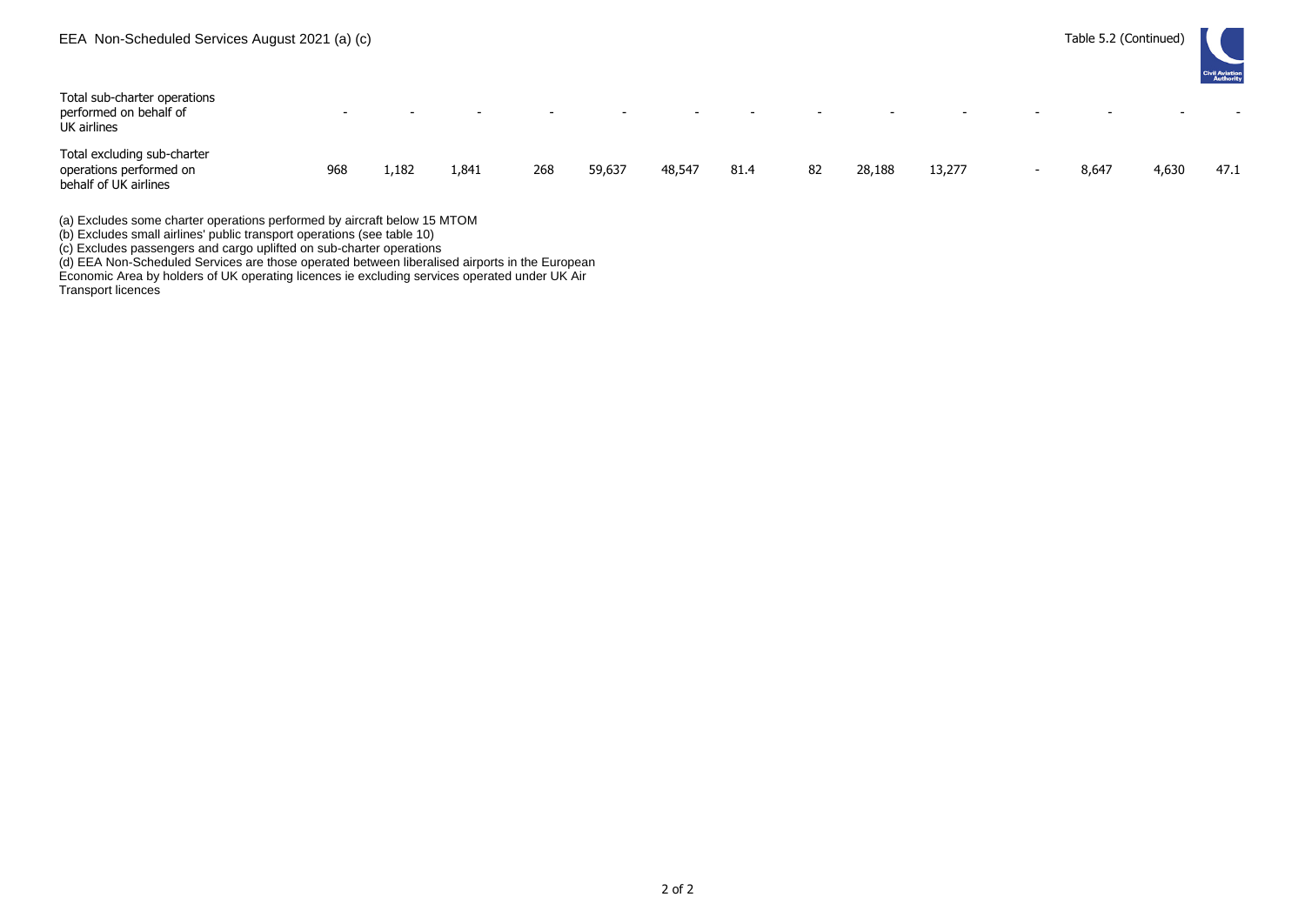EEA Non-Scheduled Services August 2021 (a) (c)

Table 5.2 (Continued)

| | | | | | | | | | | | | | | |
|---|---|---|---|---|---|---|---|---|---|---|---|---|---|---|
| Total sub-charter operations performed on behalf of UK airlines | - | - | - | - | - | - | - | - | - | - | - | - | - | - |
| Total excluding sub-charter operations performed on behalf of UK airlines | 968 | 1,182 | 1,841 | 268 | 59,637 | 48,547 | 81.4 | 82 | 28,188 | 13,277 | - | 8,647 | 4,630 | 47.1 |

(a) Excludes some charter operations performed by aircraft below 15 MTOM
(b) Excludes small airlines' public transport operations (see table 10)
(c) Excludes passengers and cargo uplifted on sub-charter operations
(d) EEA Non-Scheduled Services are those operated between liberalised airports in the European Economic Area by holders of UK operating licences ie excluding services operated under UK Air Transport licences